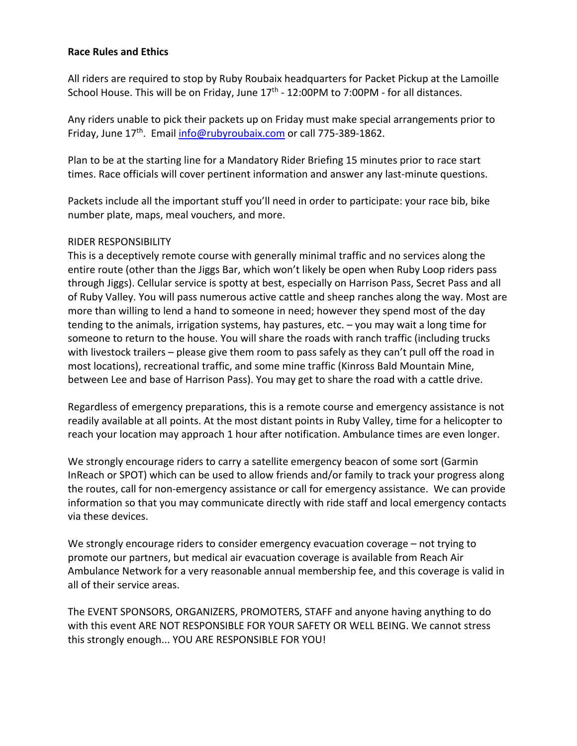**Race Rules and Ethics**

All riders are required to stop by Ruby Roubaix headquarters for Packet Pickup at the Lamoille School House. This will be on Friday, June 17th - 12:00PM to 7:00PM - for all distances.

Any riders unable to pick their packets up on Friday must make special arrangements prior to Friday, June 17th. Email info@rubyroubaix.com or call 775-389-1862.

Plan to be at the starting line for a Mandatory Rider Briefing 15 minutes prior to race start times. Race officials will cover pertinent information and answer any last-minute questions.

Packets include all the important stuff you'll need in order to participate: your race bib, bike number plate, maps, meal vouchers, and more.

RIDER RESPONSIBILITY

This is a deceptively remote course with generally minimal traffic and no services along the entire route (other than the Jiggs Bar, which won't likely be open when Ruby Loop riders pass through Jiggs). Cellular service is spotty at best, especially on Harrison Pass, Secret Pass and all of Ruby Valley. You will pass numerous active cattle and sheep ranches along the way. Most are more than willing to lend a hand to someone in need; however they spend most of the day tending to the animals, irrigation systems, hay pastures, etc. – you may wait a long time for someone to return to the house. You will share the roads with ranch traffic (including trucks with livestock trailers – please give them room to pass safely as they can't pull off the road in most locations), recreational traffic, and some mine traffic (Kinross Bald Mountain Mine, between Lee and base of Harrison Pass). You may get to share the road with a cattle drive.

Regardless of emergency preparations, this is a remote course and emergency assistance is not readily available at all points. At the most distant points in Ruby Valley, time for a helicopter to reach your location may approach 1 hour after notification. Ambulance times are even longer.

We strongly encourage riders to carry a satellite emergency beacon of some sort (Garmin InReach or SPOT) which can be used to allow friends and/or family to track your progress along the routes, call for non-emergency assistance or call for emergency assistance. We can provide information so that you may communicate directly with ride staff and local emergency contacts via these devices.

We strongly encourage riders to consider emergency evacuation coverage – not trying to promote our partners, but medical air evacuation coverage is available from Reach Air Ambulance Network for a very reasonable annual membership fee, and this coverage is valid in all of their service areas.

The EVENT SPONSORS, ORGANIZERS, PROMOTERS, STAFF and anyone having anything to do with this event ARE NOT RESPONSIBLE FOR YOUR SAFETY OR WELL BEING. We cannot stress this strongly enough... YOU ARE RESPONSIBLE FOR YOU!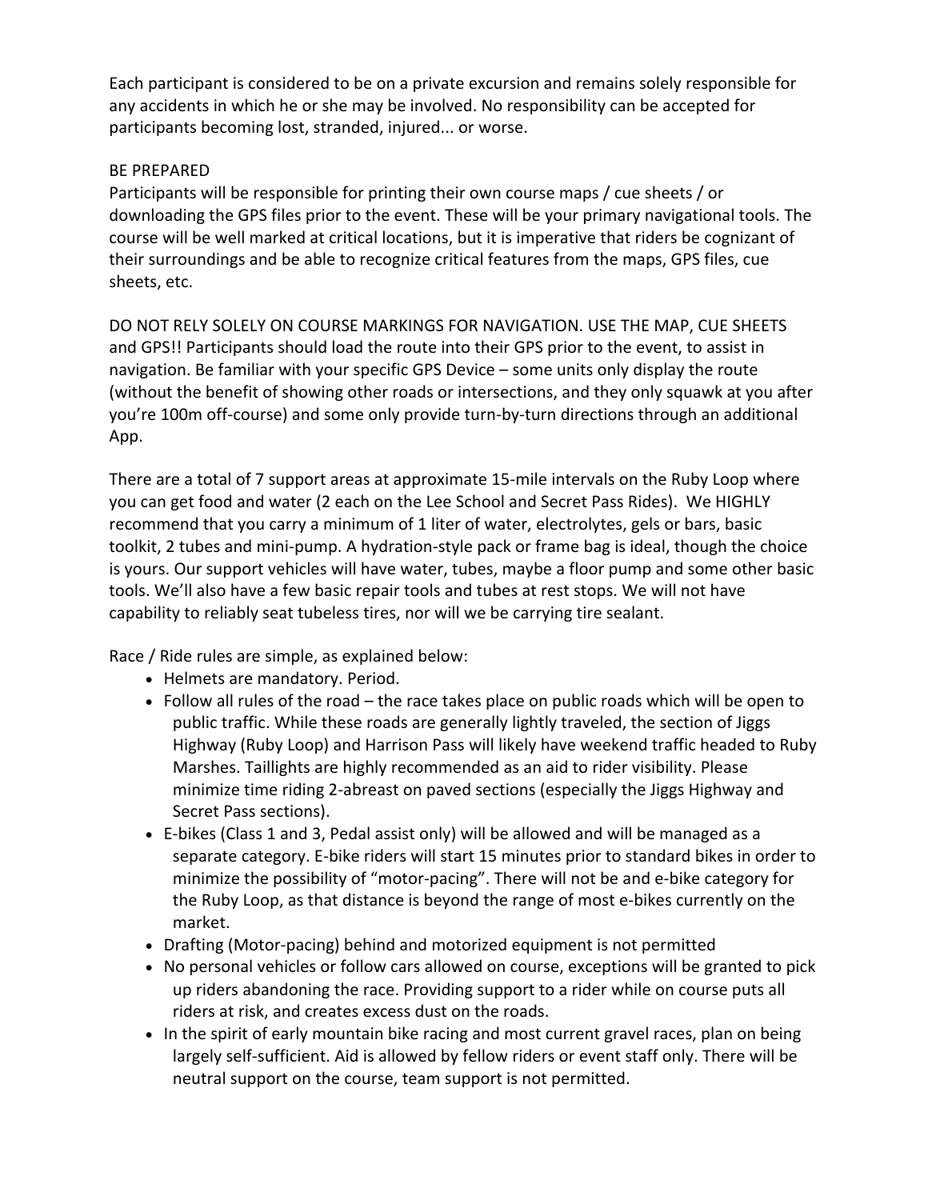Each participant is considered to be on a private excursion and remains solely responsible for any accidents in which he or she may be involved. No responsibility can be accepted for participants becoming lost, stranded, injured... or worse.

BE PREPARED

Participants will be responsible for printing their own course maps / cue sheets / or downloading the GPS files prior to the event. These will be your primary navigational tools. The course will be well marked at critical locations, but it is imperative that riders be cognizant of their surroundings and be able to recognize critical features from the maps, GPS files, cue sheets, etc.

DO NOT RELY SOLELY ON COURSE MARKINGS FOR NAVIGATION. USE THE MAP, CUE SHEETS and GPS!! Participants should load the route into their GPS prior to the event, to assist in navigation. Be familiar with your specific GPS Device – some units only display the route (without the benefit of showing other roads or intersections, and they only squawk at you after you're 100m off-course) and some only provide turn-by-turn directions through an additional App.

There are a total of 7 support areas at approximate 15-mile intervals on the Ruby Loop where you can get food and water (2 each on the Lee School and Secret Pass Rides). We HIGHLY recommend that you carry a minimum of 1 liter of water, electrolytes, gels or bars, basic toolkit, 2 tubes and mini-pump. A hydration-style pack or frame bag is ideal, though the choice is yours. Our support vehicles will have water, tubes, maybe a floor pump and some other basic tools. We'll also have a few basic repair tools and tubes at rest stops. We will not have capability to reliably seat tubeless tires, nor will we be carrying tire sealant.

Race / Ride rules are simple, as explained below:

- Helmets are mandatory. Period.
- Follow all rules of the road – the race takes place on public roads which will be open to public traffic. While these roads are generally lightly traveled, the section of Jiggs Highway (Ruby Loop) and Harrison Pass will likely have weekend traffic headed to Ruby Marshes. Taillights are highly recommended as an aid to rider visibility. Please minimize time riding 2-abreast on paved sections (especially the Jiggs Highway and Secret Pass sections).
- E-bikes (Class 1 and 3, Pedal assist only) will be allowed and will be managed as a separate category. E-bike riders will start 15 minutes prior to standard bikes in order to minimize the possibility of "motor-pacing". There will not be and e-bike category for the Ruby Loop, as that distance is beyond the range of most e-bikes currently on the market.
- Drafting (Motor-pacing) behind and motorized equipment is not permitted
- No personal vehicles or follow cars allowed on course, exceptions will be granted to pick up riders abandoning the race. Providing support to a rider while on course puts all riders at risk, and creates excess dust on the roads.
- In the spirit of early mountain bike racing and most current gravel races, plan on being largely self-sufficient. Aid is allowed by fellow riders or event staff only. There will be neutral support on the course, team support is not permitted.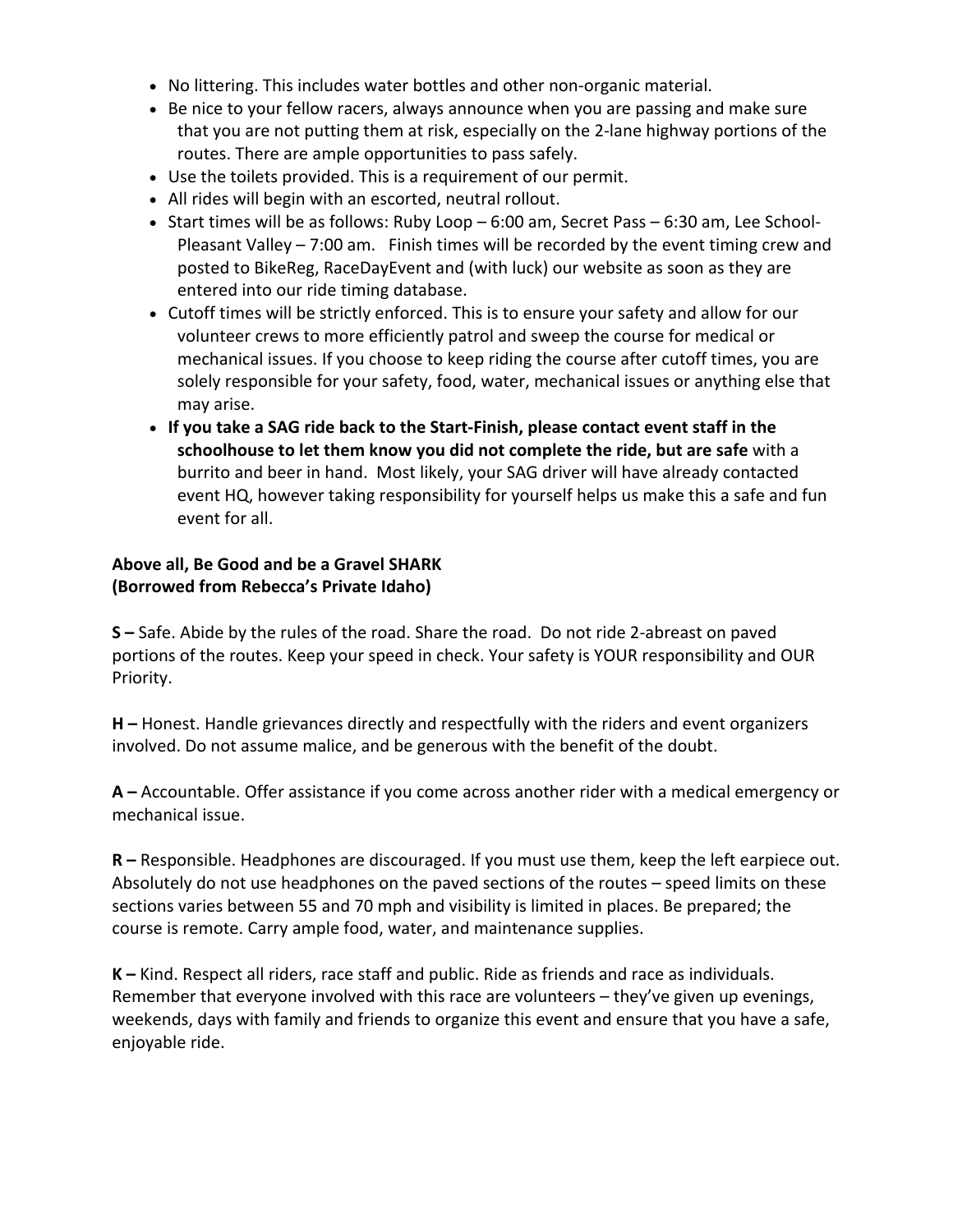- No littering. This includes water bottles and other non-organic material.
- Be nice to your fellow racers, always announce when you are passing and make sure that you are not putting them at risk, especially on the 2-lane highway portions of the routes. There are ample opportunities to pass safely.
- Use the toilets provided. This is a requirement of our permit.
- All rides will begin with an escorted, neutral rollout.
- Start times will be as follows: Ruby Loop – 6:00 am, Secret Pass – 6:30 am, Lee School-Pleasant Valley – 7:00 am. Finish times will be recorded by the event timing crew and posted to BikeReg, RaceDayEvent and (with luck) our website as soon as they are entered into our ride timing database.
- Cutoff times will be strictly enforced. This is to ensure your safety and allow for our volunteer crews to more efficiently patrol and sweep the course for medical or mechanical issues. If you choose to keep riding the course after cutoff times, you are solely responsible for your safety, food, water, mechanical issues or anything else that may arise.
- **If you take a SAG ride back to the Start-Finish, please contact event staff in the schoolhouse to let them know you did not complete the ride, but are safe** with a burrito and beer in hand. Most likely, your SAG driver will have already contacted event HQ, however taking responsibility for yourself helps us make this a safe and fun event for all.

**Above all, Be Good and be a Gravel SHARK**
**(Borrowed from Rebecca's Private Idaho)**

**S –** Safe. Abide by the rules of the road. Share the road. Do not ride 2-abreast on paved portions of the routes. Keep your speed in check. Your safety is YOUR responsibility and OUR Priority.

**H –** Honest. Handle grievances directly and respectfully with the riders and event organizers involved. Do not assume malice, and be generous with the benefit of the doubt.

**A –** Accountable. Offer assistance if you come across another rider with a medical emergency or mechanical issue.

**R –** Responsible. Headphones are discouraged. If you must use them, keep the left earpiece out. Absolutely do not use headphones on the paved sections of the routes – speed limits on these sections varies between 55 and 70 mph and visibility is limited in places. Be prepared; the course is remote. Carry ample food, water, and maintenance supplies.

**K –** Kind. Respect all riders, race staff and public. Ride as friends and race as individuals. Remember that everyone involved with this race are volunteers – they've given up evenings, weekends, days with family and friends to organize this event and ensure that you have a safe, enjoyable ride.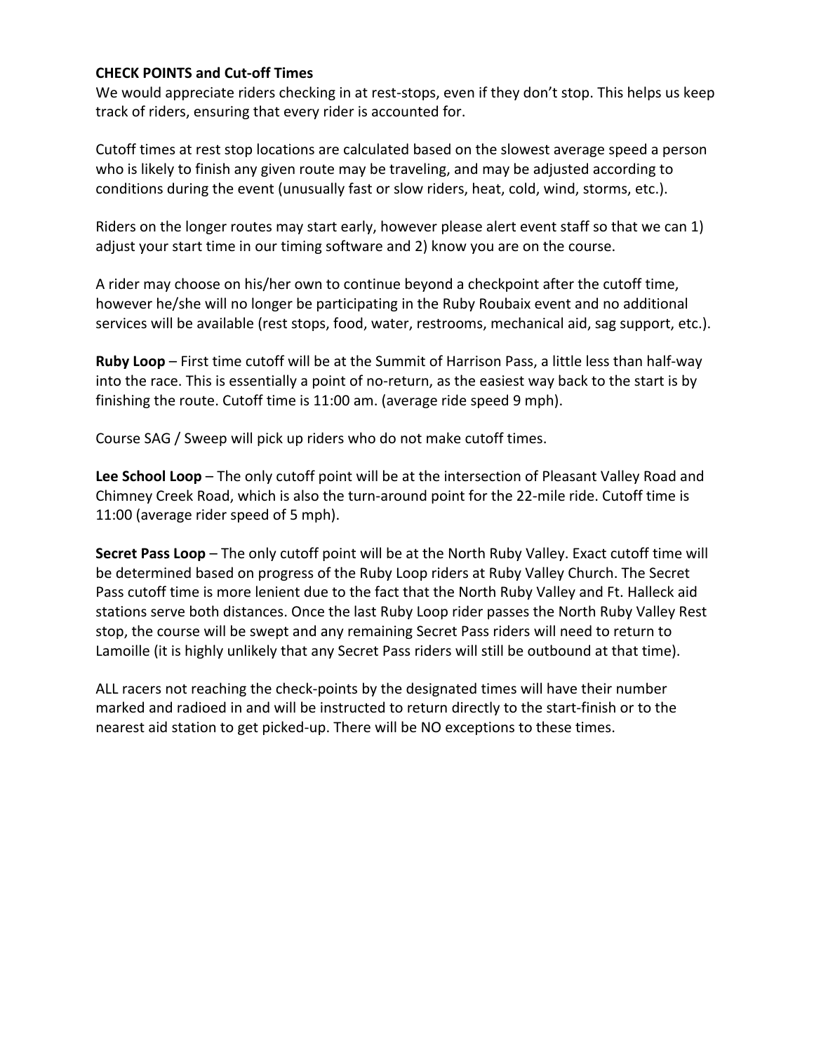**CHECK POINTS and Cut-off Times**

We would appreciate riders checking in at rest-stops, even if they don't stop. This helps us keep track of riders, ensuring that every rider is accounted for.

Cutoff times at rest stop locations are calculated based on the slowest average speed a person who is likely to finish any given route may be traveling, and may be adjusted according to conditions during the event (unusually fast or slow riders, heat, cold, wind, storms, etc.).

Riders on the longer routes may start early, however please alert event staff so that we can 1) adjust your start time in our timing software and 2) know you are on the course.

A rider may choose on his/her own to continue beyond a checkpoint after the cutoff time, however he/she will no longer be participating in the Ruby Roubaix event and no additional services will be available (rest stops, food, water, restrooms, mechanical aid, sag support, etc.).

**Ruby Loop** – First time cutoff will be at the Summit of Harrison Pass, a little less than half-way into the race. This is essentially a point of no-return, as the easiest way back to the start is by finishing the route. Cutoff time is 11:00 am. (average ride speed 9 mph).

Course SAG / Sweep will pick up riders who do not make cutoff times.

**Lee School Loop** – The only cutoff point will be at the intersection of Pleasant Valley Road and Chimney Creek Road, which is also the turn-around point for the 22-mile ride. Cutoff time is 11:00 (average rider speed of 5 mph).

**Secret Pass Loop** – The only cutoff point will be at the North Ruby Valley. Exact cutoff time will be determined based on progress of the Ruby Loop riders at Ruby Valley Church. The Secret Pass cutoff time is more lenient due to the fact that the North Ruby Valley and Ft. Halleck aid stations serve both distances. Once the last Ruby Loop rider passes the North Ruby Valley Rest stop, the course will be swept and any remaining Secret Pass riders will need to return to Lamoille (it is highly unlikely that any Secret Pass riders will still be outbound at that time).

ALL racers not reaching the check-points by the designated times will have their number marked and radioed in and will be instructed to return directly to the start-finish or to the nearest aid station to get picked-up. There will be NO exceptions to these times.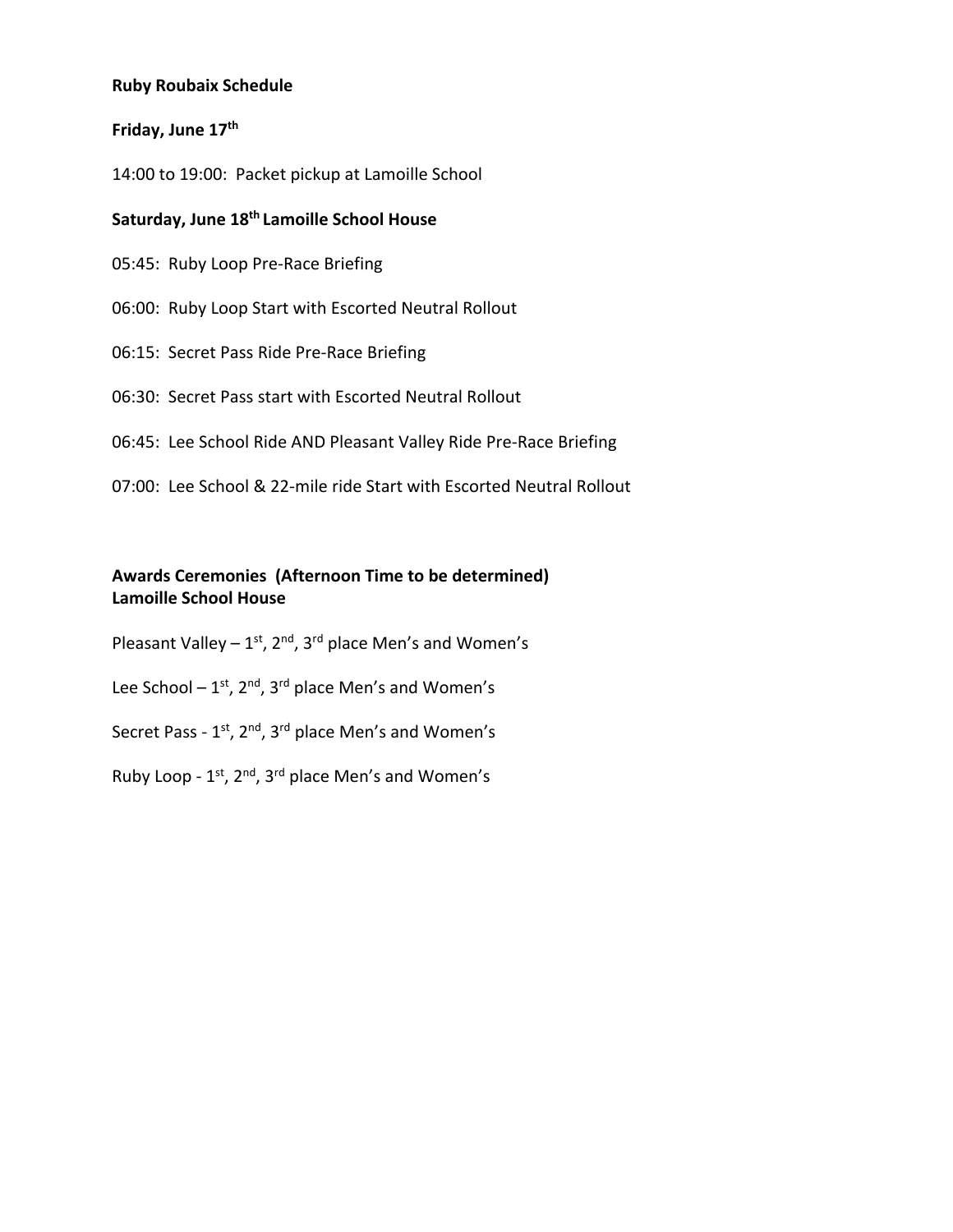**Ruby Roubaix Schedule**

**Friday, June 17th**

14:00 to 19:00: Packet pickup at Lamoille School

**Saturday, June 18th Lamoille School House**

05:45: Ruby Loop Pre-Race Briefing

06:00: Ruby Loop Start with Escorted Neutral Rollout

06:15: Secret Pass Ride Pre-Race Briefing

06:30: Secret Pass start with Escorted Neutral Rollout

06:45: Lee School Ride AND Pleasant Valley Ride Pre-Race Briefing

07:00: Lee School & 22-mile ride Start with Escorted Neutral Rollout

**Awards Ceremonies (Afternoon Time to be determined)**
**Lamoille School House**

Pleasant Valley – 1st, 2nd, 3rd place Men's and Women's

Lee School – 1st, 2nd, 3rd place Men's and Women's

Secret Pass - 1st, 2nd, 3rd place Men's and Women's

Ruby Loop - 1st, 2nd, 3rd place Men's and Women's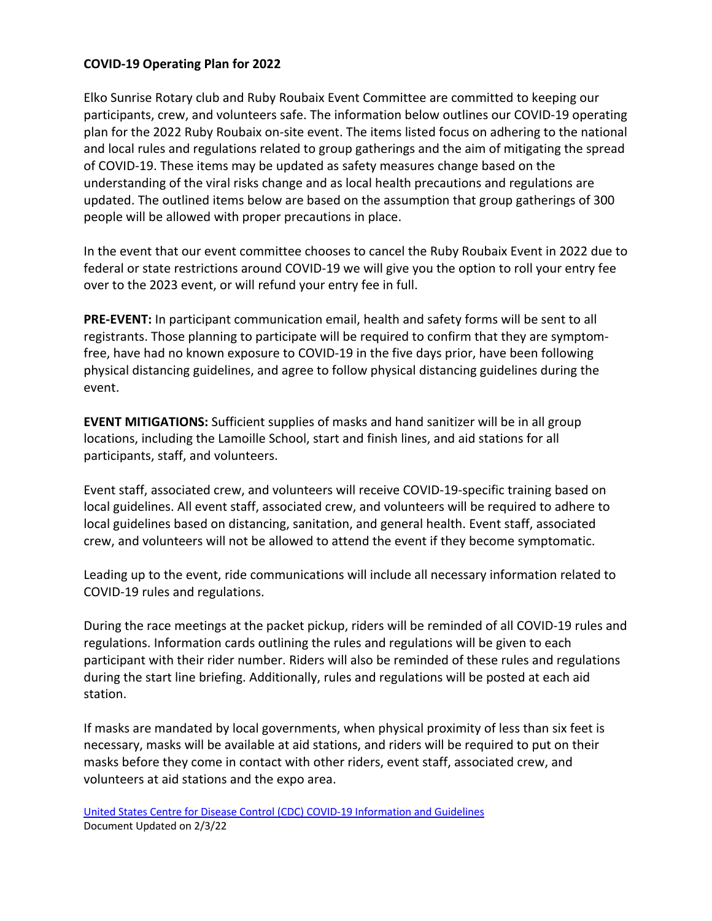**COVID-19 Operating Plan for 2022**

Elko Sunrise Rotary club and Ruby Roubaix Event Committee are committed to keeping our participants, crew, and volunteers safe. The information below outlines our COVID-19 operating plan for the 2022 Ruby Roubaix on-site event. The items listed focus on adhering to the national and local rules and regulations related to group gatherings and the aim of mitigating the spread of COVID-19. These items may be updated as safety measures change based on the understanding of the viral risks change and as local health precautions and regulations are updated. The outlined items below are based on the assumption that group gatherings of 300 people will be allowed with proper precautions in place.

In the event that our event committee chooses to cancel the Ruby Roubaix Event in 2022 due to federal or state restrictions around COVID-19 we will give you the option to roll your entry fee over to the 2023 event, or will refund your entry fee in full.

**PRE-EVENT:** In participant communication email, health and safety forms will be sent to all registrants. Those planning to participate will be required to confirm that they are symptom-free, have had no known exposure to COVID-19 in the five days prior, have been following physical distancing guidelines, and agree to follow physical distancing guidelines during the event.

**EVENT MITIGATIONS:** Sufficient supplies of masks and hand sanitizer will be in all group locations, including the Lamoille School, start and finish lines, and aid stations for all participants, staff, and volunteers.

Event staff, associated crew, and volunteers will receive COVID-19-specific training based on local guidelines. All event staff, associated crew, and volunteers will be required to adhere to local guidelines based on distancing, sanitation, and general health. Event staff, associated crew, and volunteers will not be allowed to attend the event if they become symptomatic.

Leading up to the event, ride communications will include all necessary information related to COVID-19 rules and regulations.

During the race meetings at the packet pickup, riders will be reminded of all COVID-19 rules and regulations. Information cards outlining the rules and regulations will be given to each participant with their rider number. Riders will also be reminded of these rules and regulations during the start line briefing. Additionally, rules and regulations will be posted at each aid station.

If masks are mandated by local governments, when physical proximity of less than six feet is necessary, masks will be available at aid stations, and riders will be required to put on their masks before they come in contact with other riders, event staff, associated crew, and volunteers at aid stations and the expo area.

United States Centre for Disease Control (CDC) COVID-19 Information and Guidelines

Document Updated on 2/3/22